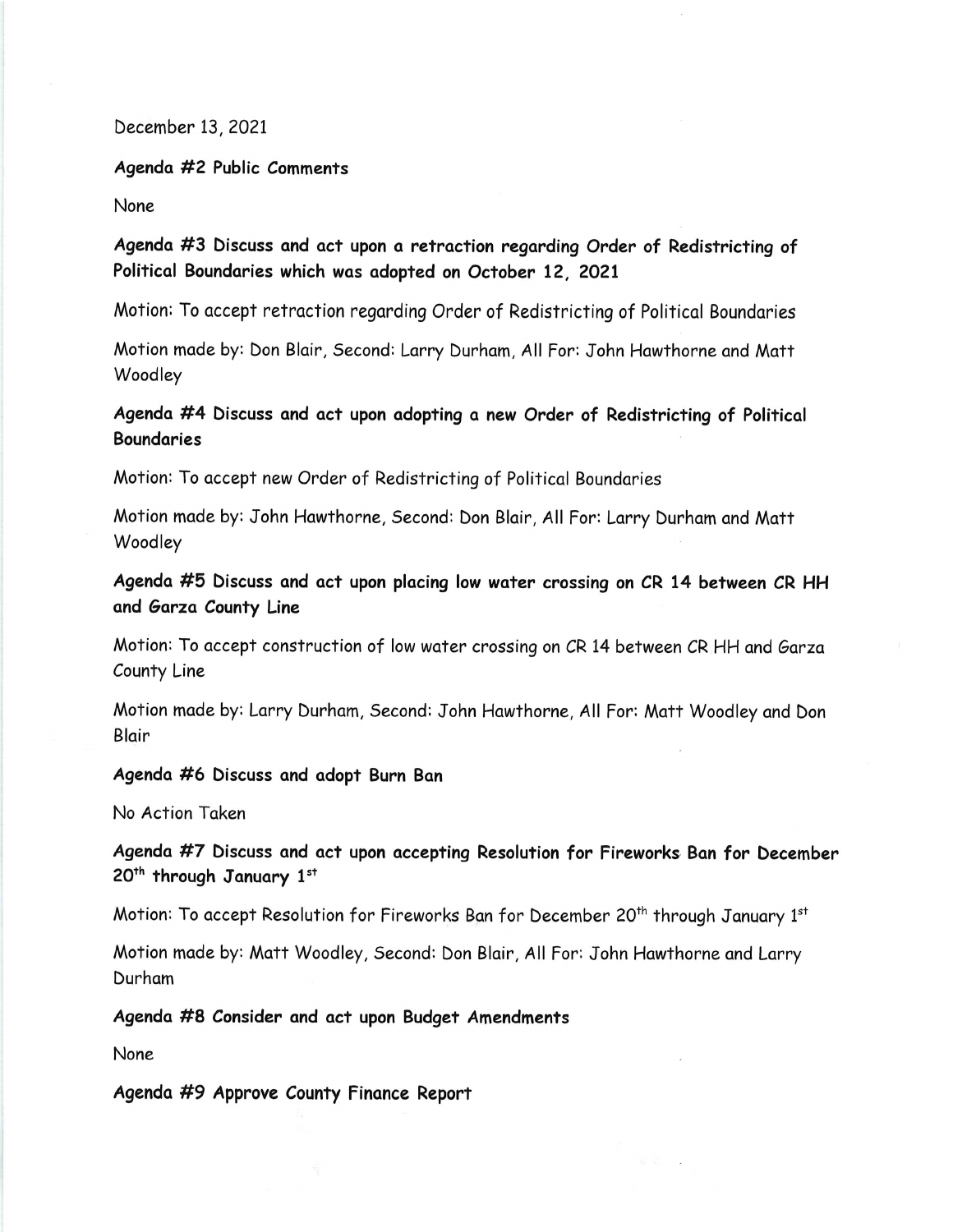December 13, 2021

**Agenda #2 Public Comments**

None

**Agenda #3 Discuss and act upon a retraction regarding Order of Redistricting of Political Boundaries which was adopted on October 12, 2021**

Motion: To accept retraction regarding Order of Redistricting of Political Boundaries

Motion made by: Don Blair, Second: Larry Durham, All For: John Hawthorne and Matt Woodley

**Agenda #4 Discuss and act upon adopting a new Order of Redistricting of Political Boundaries**

Motion: To accept new Order of Redistricting of Political Boundaries

Motion made by: John Hawthorne, Second: Don Blair, All For: Larry Durham and Matt Woodley

**Agenda #5 Discuss and act upon placing low water crossing on CR 14 between CR HH and Garza County Line**

Motion: To accept construction of low water crossing on CR 14 between CR HH and Garza County Line

Motion made by: Larry Durham, Second: John Hawthorne, All For: Matt Woodley and Don Blair

**Agenda #6 Discuss and adopt Burn Ban**

No Action Taken

**Agenda #7 Discuss and act upon accepting Resolution for Fireworks Ban for December 20th through January 1st**

Motion: To accept Resolution for Fireworks Ban for December 20th through January 1st

Motion made by: Matt Woodley, Second: Don Blair, All For: John Hawthorne and Larry Durham

**Agenda #8 Consider and act upon Budget Amendments**

None

**Agenda #9 Approve County Finance Report**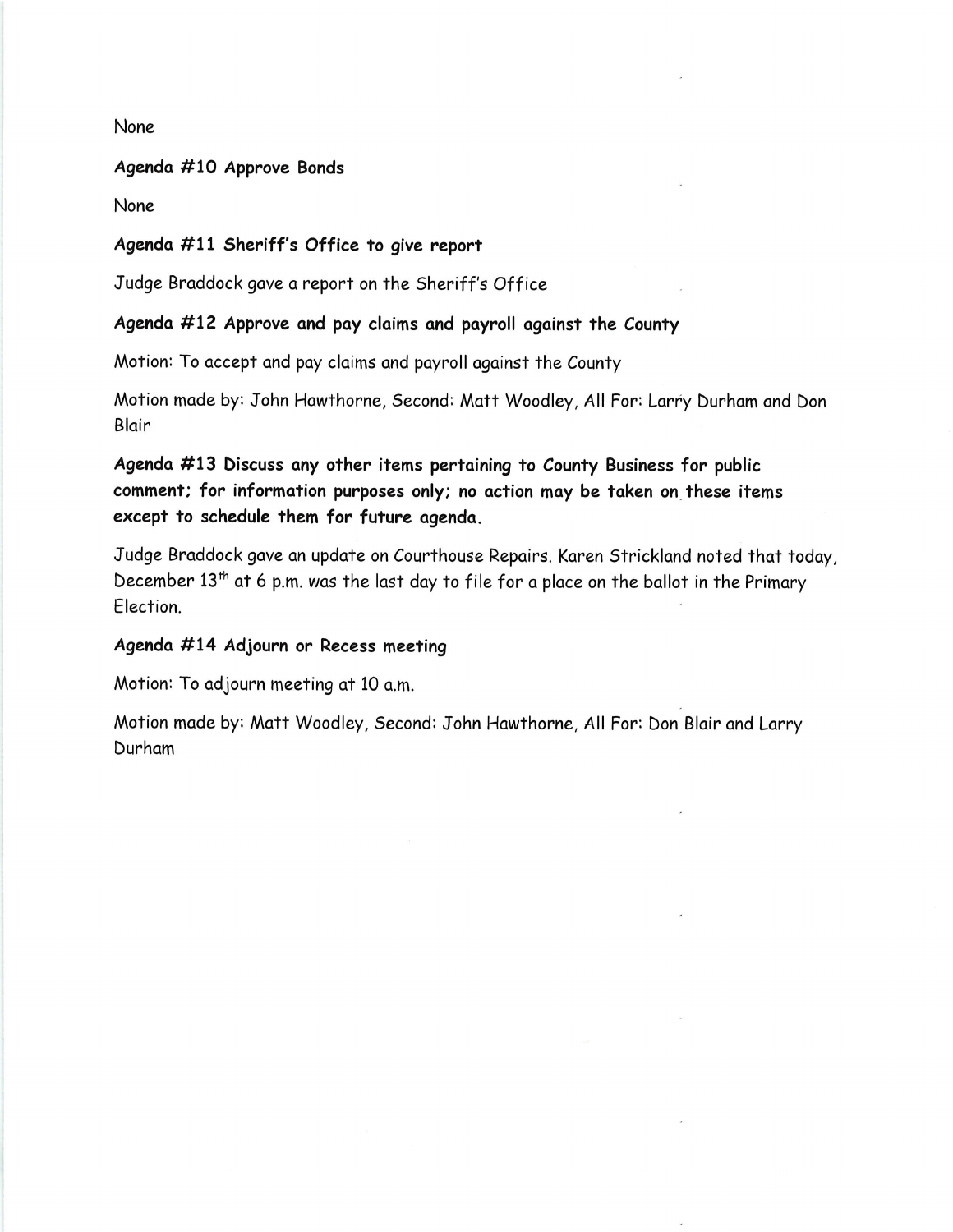None

**Agenda #10 Approve Bonds**

None

**Agenda #11 Sheriff's Office to give report**

Judge Braddock gave a report on the Sheriff's Office

**Agenda #12 Approve and pay claims and payroll against the County**

Motion: To accept and pay claims and payroll against the County

Motion made by: John Hawthorne, Second: Matt Woodley, All For: Larry Durham and Don Blair

**Agenda #13 Discuss any other items pertaining to County Business for public comment; for information purposes only; no action may be taken on these items except to schedule them for future agenda.**

Judge Braddock gave an update on Courthouse Repairs. Karen Strickland noted that today, December 13th at 6 p.m. was the last day to file for a place on the ballot in the Primary Election.

**Agenda #14 Adjourn or Recess meeting**

Motion: To adjourn meeting at 10 a.m.

Motion made by: Matt Woodley, Second: John Hawthorne, All For: Don Blair and Larry Durham